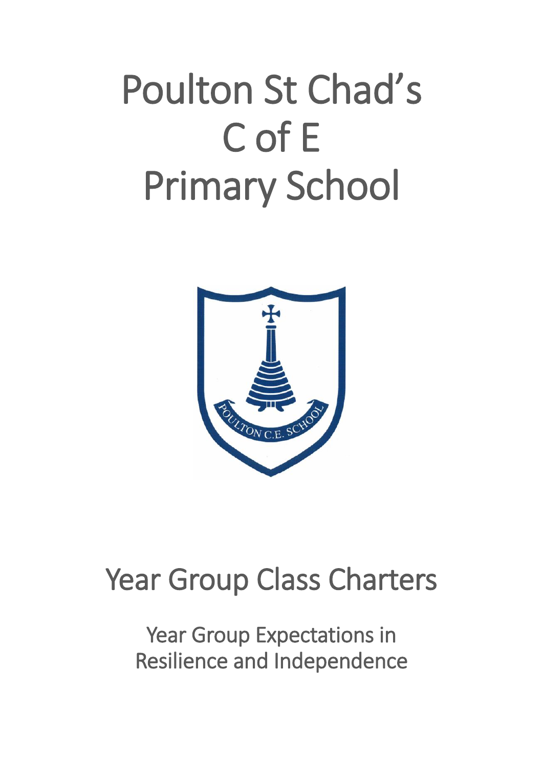# Poulton St Chad's C of E Primary School

## Year Group Class Charters

### Year Group Expectations in Resilience and Independence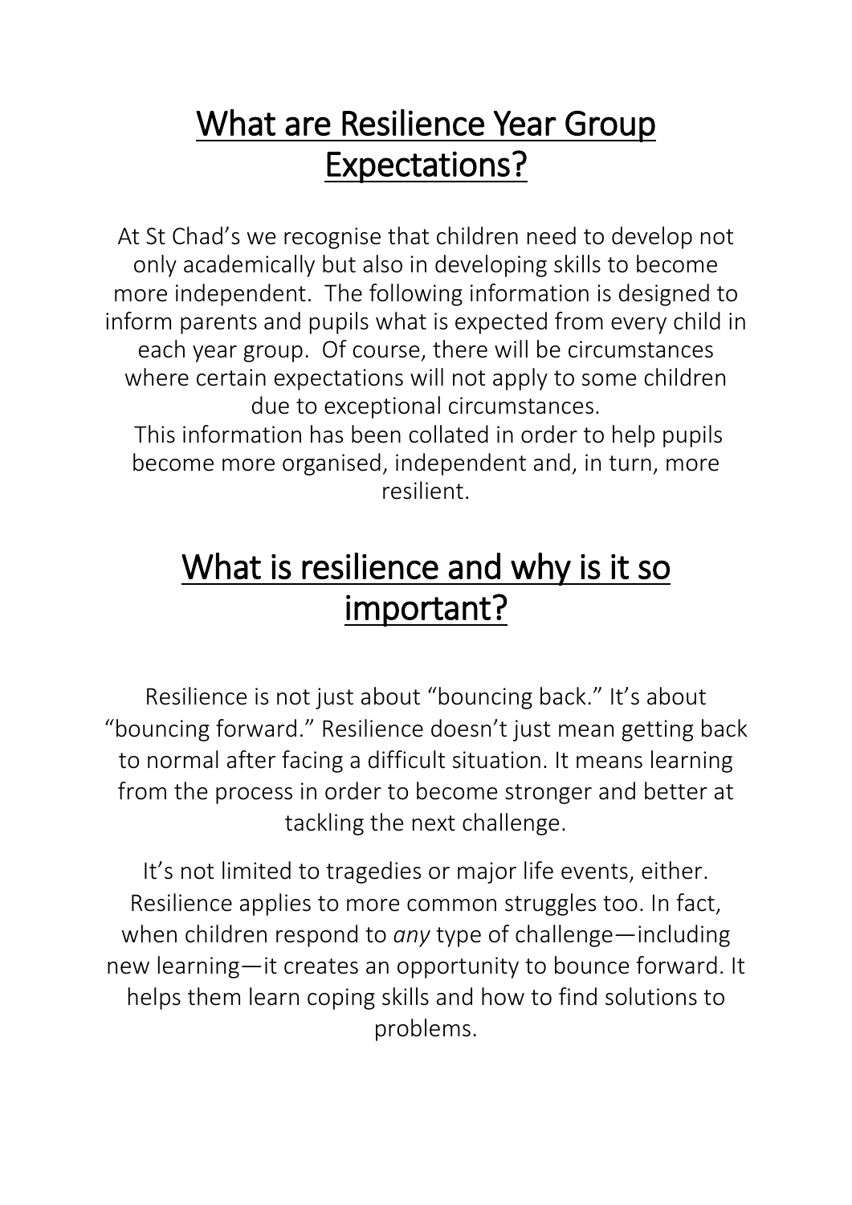# What are Resilience Year Group Expectations?

At St Chad's we recognise that children need to develop not only academically but also in developing skills to become more independent. The following information is designed to inform parents and pupils what is expected from every child in each year group. Of course, there will be circumstances where certain expectations will not apply to some children due to exceptional circumstances.

This information has been collated in order to help pupils become more organised, independent and, in turn, more resilient.

# What is resilience and why is it so important?

Resilience is not just about "bouncing back." It's about "bouncing forward." Resilience doesn't just mean getting back to normal after facing a difficult situation. It means learning from the process in order to become stronger and better at tackling the next challenge.

It's not limited to tragedies or major life events, either. Resilience applies to more common struggles too. In fact, when children respond to *any* type of challenge—including new learning—it creates an opportunity to bounce forward. It helps them learn coping skills and how to find solutions to problems.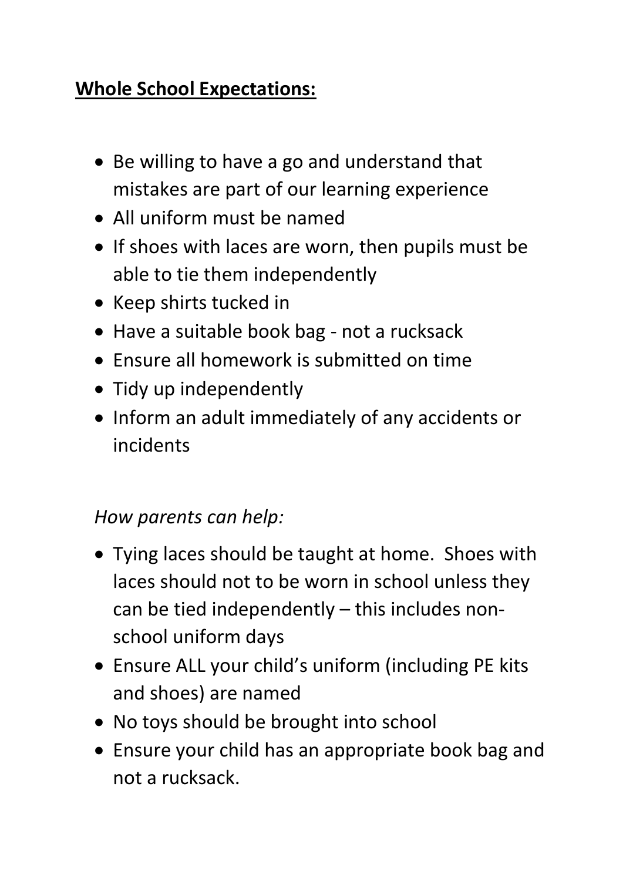**<u>Whole School Expectations:</u>**

- Be willing to have a go and understand that mistakes are part of our learning experience
- All uniform must be named
- If shoes with laces are worn, then pupils must be able to tie them independently
- Keep shirts tucked in
- Have a suitable book bag - not a rucksack
- Ensure all homework is submitted on time
- Tidy up independently
- Inform an adult immediately of any accidents or incidents

*How parents can help:*

- Tying laces should be taught at home. Shoes with laces should not to be worn in school unless they can be tied independently – this includes non-school uniform days
- Ensure ALL your child's uniform (including PE kits and shoes) are named
- No toys should be brought into school
- Ensure your child has an appropriate book bag and not a rucksack.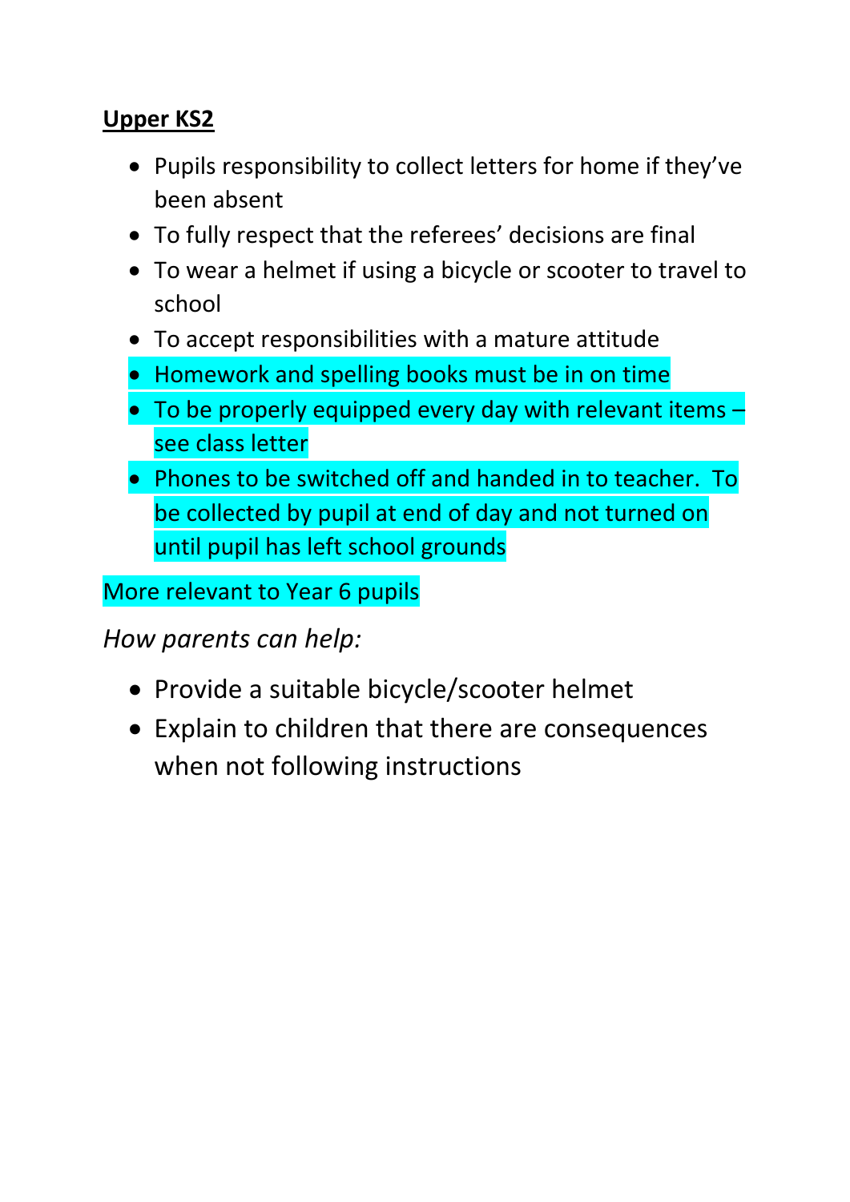**Upper KS2**

- Pupils responsibility to collect letters for home if they've been absent
- To fully respect that the referees' decisions are final
- To wear a helmet if using a bicycle or scooter to travel to school
- To accept responsibilities with a mature attitude
- Homework and spelling books must be in on time
- To be properly equipped every day with relevant items – see class letter
- Phones to be switched off and handed in to teacher. To be collected by pupil at end of day and not turned on until pupil has left school grounds

More relevant to Year 6 pupils

*How parents can help:*

- Provide a suitable bicycle/scooter helmet
- Explain to children that there are consequences when not following instructions